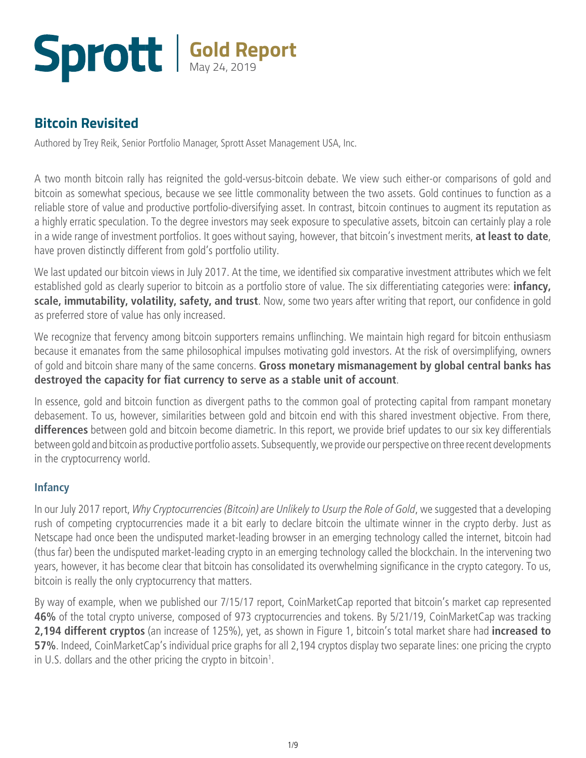# Sprott | Gold Report

May 24, 2019

## Bitcoin Revisited

Authored by Trey Reik, Senior Portfolio Manager, Sprott Asset Management USA, Inc.

A two month bitcoin rally has reignited the gold-versus-bitcoin debate. We view such either-or comparisons of gold and bitcoin as somewhat specious, because we see little commonality between the two assets. Gold continues to function as a reliable store of value and productive portfolio-diversifying asset. In contrast, bitcoin continues to augment its reputation as a highly erratic speculation. To the degree investors may seek exposure to speculative assets, bitcoin can certainly play a role in a wide range of investment portfolios. It goes without saying, however, that bitcoin's investment merits, **at least to date**, have proven distinctly different from gold's portfolio utility.

We last updated our bitcoin views in July 2017. At the time, we identified six comparative investment attributes which we felt established gold as clearly superior to bitcoin as a portfolio store of value. The six differentiating categories were: **infancy, scale, immutability, volatility, safety, and trust**. Now, some two years after writing that report, our confidence in gold as preferred store of value has only increased.

We recognize that fervency among bitcoin supporters remains unflinching. We maintain high regard for bitcoin enthusiasm because it emanates from the same philosophical impulses motivating gold investors. At the risk of oversimplifying, owners of gold and bitcoin share many of the same concerns. **Gross monetary mismanagement by global central banks has destroyed the capacity for fiat currency to serve as a stable unit of account**.

In essence, gold and bitcoin function as divergent paths to the common goal of protecting capital from rampant monetary debasement. To us, however, similarities between gold and bitcoin end with this shared investment objective. From there, **differences** between gold and bitcoin become diametric. In this report, we provide brief updates to our six key differentials between gold and bitcoin as productive portfolio assets. Subsequently, we provide our perspective on three recent developments in the cryptocurrency world.

### Infancy

In our July 2017 report, *Why Cryptocurrencies (Bitcoin) are Unlikely to Usurp the Role of Gold*, we suggested that a developing rush of competing cryptocurrencies made it a bit early to declare bitcoin the ultimate winner in the crypto derby. Just as Netscape had once been the undisputed market-leading browser in an emerging technology called the internet, bitcoin had (thus far) been the undisputed market-leading crypto in an emerging technology called the blockchain. In the intervening two years, however, it has become clear that bitcoin has consolidated its overwhelming significance in the crypto category. To us, bitcoin is really the only cryptocurrency that matters.

By way of example, when we published our 7/15/17 report, CoinMarketCap reported that bitcoin's market cap represented **46%** of the total crypto universe, composed of 973 cryptocurrencies and tokens. By 5/21/19, CoinMarketCap was tracking **2,194 different cryptos** (an increase of 125%), yet, as shown in Figure 1, bitcoin's total market share had **increased to 57%**. Indeed, CoinMarketCap's individual price graphs for all 2,194 cryptos display two separate lines: one pricing the crypto in U.S. dollars and the other pricing the crypto in bitcoin[1].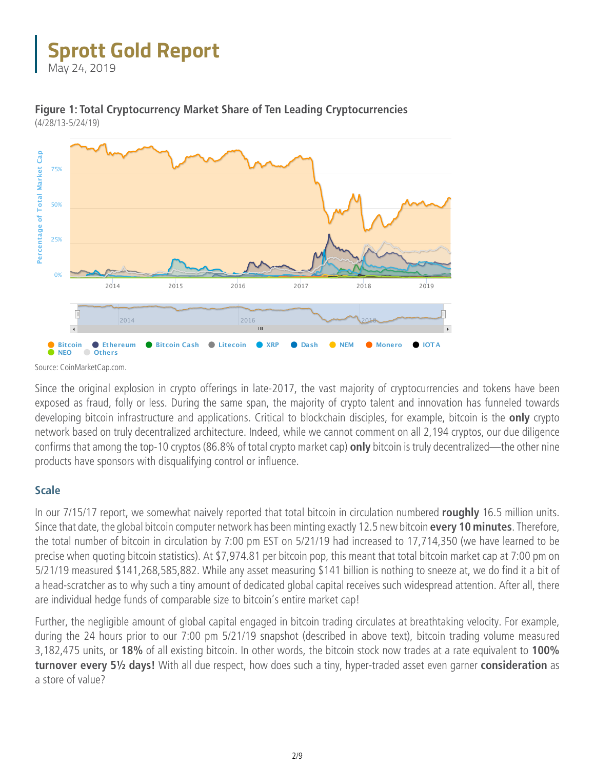### Figure 1: Total Cryptocurrency Market Share of Ten Leading Cryptocurrencies

(4/28/13-5/24/19)

Source: CoinMarketCap.com.

Since the original explosion in crypto offerings in late-2017, the vast majority of cryptocurrencies and tokens have been exposed as fraud, folly or less. During the same span, the majority of crypto talent and innovation has funneled towards developing bitcoin infrastructure and applications. Critical to blockchain disciples, for example, bitcoin is the **only** crypto network based on truly decentralized architecture. Indeed, while we cannot comment on all 2,194 cryptos, our due diligence confirms that among the top-10 cryptos (86.8% of total crypto market cap) **only** bitcoin is truly decentralized—the other nine products have sponsors with disqualifying control or influence.

## Scale

In our 7/15/17 report, we somewhat naively reported that total bitcoin in circulation numbered **roughly** 16.5 million units. Since that date, the global bitcoin computer network has been minting exactly 12.5 new bitcoin **every 10 minutes**. Therefore, the total number of bitcoin in circulation by 7:00 pm EST on 5/21/19 had increased to 17,714,350 (we have learned to be precise when quoting bitcoin statistics). At $7,974.81 per bitcoin pop, this meant that total bitcoin market cap at 7:00 pm on 5/21/19 measured $141,268,585,882. While any asset measuring $141 billion is nothing to sneeze at, we do find it a bit of a head-scratcher as to why such a tiny amount of dedicated global capital receives such widespread attention. After all, there are individual hedge funds of comparable size to bitcoin's entire market cap!

Further, the negligible amount of global capital engaged in bitcoin trading circulates at breathtaking velocity. For example, during the 24 hours prior to our 7:00 pm 5/21/19 snapshot (described in above text), bitcoin trading volume measured 3,182,475 units, or **18%** of all existing bitcoin. In other words, the bitcoin stock now trades at a rate equivalent to **100% turnover every 5½ days!** With all due respect, how does such a tiny, hyper-traded asset even garner **consideration** as a store of value?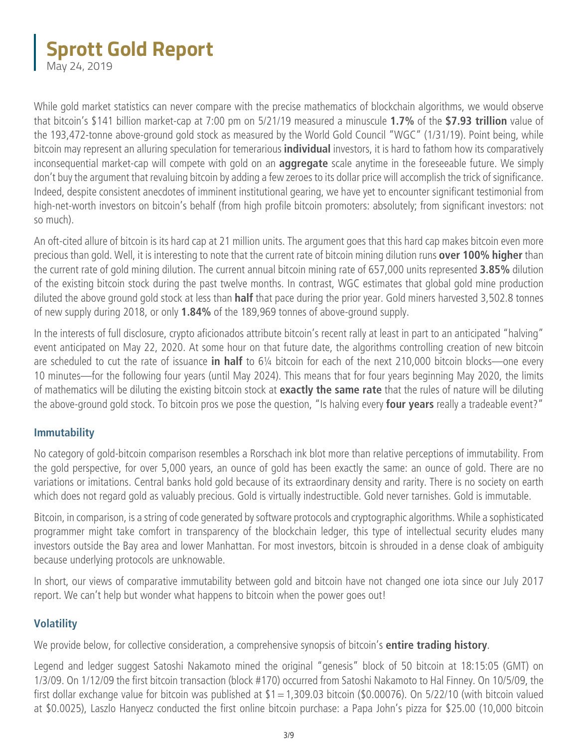# Sprott Gold Report

May 24, 2019

While gold market statistics can never compare with the precise mathematics of blockchain algorithms, we would observe that bitcoin's $141 billion market-cap at 7:00 pm on 5/21/19 measured a minuscule **1.7%** of the **$7.93 trillion** value of the 193,472-tonne above-ground gold stock as measured by the World Gold Council "WGC" (1/31/19). Point being, while bitcoin may represent an alluring speculation for temerarious **individual** investors, it is hard to fathom how its comparatively inconsequential market-cap will compete with gold on an **aggregate** scale anytime in the foreseeable future. We simply don't buy the argument that revaluing bitcoin by adding a few zeroes to its dollar price will accomplish the trick of significance. Indeed, despite consistent anecdotes of imminent institutional gearing, we have yet to encounter significant testimonial from high-net-worth investors on bitcoin's behalf (from high profile bitcoin promoters: absolutely; from significant investors: not so much).

An oft-cited allure of bitcoin is its hard cap at 21 million units. The argument goes that this hard cap makes bitcoin even more precious than gold. Well, it is interesting to note that the current rate of bitcoin mining dilution runs **over 100% higher** than the current rate of gold mining dilution. The current annual bitcoin mining rate of 657,000 units represented **3.85%** dilution of the existing bitcoin stock during the past twelve months. In contrast, WGC estimates that global gold mine production diluted the above ground gold stock at less than **half** that pace during the prior year. Gold miners harvested 3,502.8 tonnes of new supply during 2018, or only **1.84%** of the 189,969 tonnes of above-ground supply.

In the interests of full disclosure, crypto aficionados attribute bitcoin's recent rally at least in part to an anticipated "halving" event anticipated on May 22, 2020. At some hour on that future date, the algorithms controlling creation of new bitcoin are scheduled to cut the rate of issuance **in half** to 6¼ bitcoin for each of the next 210,000 bitcoin blocks—one every 10 minutes—for the following four years (until May 2024). This means that for four years beginning May 2020, the limits of mathematics will be diluting the existing bitcoin stock at **exactly the same rate** that the rules of nature will be diluting the above-ground gold stock. To bitcoin pros we pose the question, "Is halving every **four years** really a tradeable event?"

## Immutability

No category of gold-bitcoin comparison resembles a Rorschach ink blot more than relative perceptions of immutability. From the gold perspective, for over 5,000 years, an ounce of gold has been exactly the same: an ounce of gold. There are no variations or imitations. Central banks hold gold because of its extraordinary density and rarity. There is no society on earth which does not regard gold as valuably precious. Gold is virtually indestructible. Gold never tarnishes. Gold is immutable.

Bitcoin, in comparison, is a string of code generated by software protocols and cryptographic algorithms. While a sophisticated programmer might take comfort in transparency of the blockchain ledger, this type of intellectual security eludes many investors outside the Bay area and lower Manhattan. For most investors, bitcoin is shrouded in a dense cloak of ambiguity because underlying protocols are unknowable.

In short, our views of comparative immutability between gold and bitcoin have not changed one iota since our July 2017 report. We can't help but wonder what happens to bitcoin when the power goes out!

## Volatility

We provide below, for collective consideration, a comprehensive synopsis of bitcoin's **entire trading history**.

Legend and ledger suggest Satoshi Nakamoto mined the original "genesis" block of 50 bitcoin at 18:15:05 (GMT) on 1/3/09. On 1/12/09 the first bitcoin transaction (block #170) occurred from Satoshi Nakamoto to Hal Finney. On 10/5/09, the first dollar exchange value for bitcoin was published at $1 = 1,309.03 bitcoin ($0.00076). On 5/22/10 (with bitcoin valued at $0.0025), Laszlo Hanyecz conducted the first online bitcoin purchase: a Papa John's pizza for $25.00 (10,000 bitcoin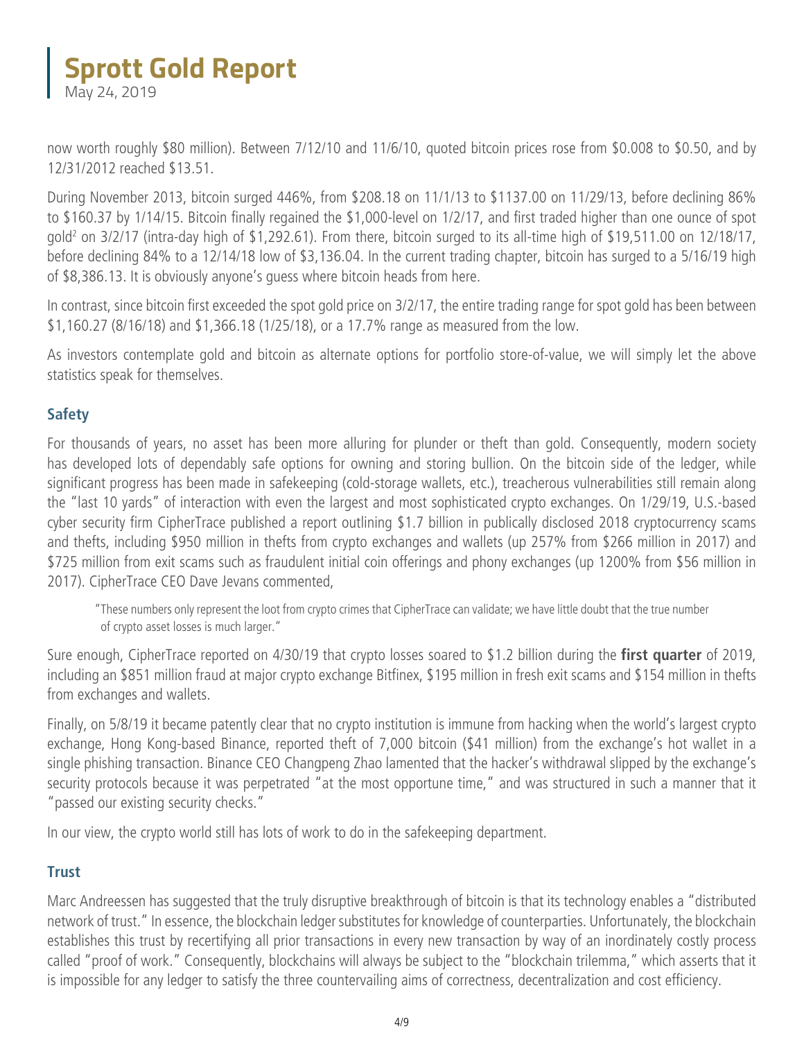now worth roughly $80 million). Between 7/12/10 and 11/6/10, quoted bitcoin prices rose from $0.008 to $0.50, and by 12/31/2012 reached $13.51.

During November 2013, bitcoin surged 446%, from $208.18 on 11/1/13 to $1137.00 on 11/29/13, before declining 86% to $160.37 by 1/14/15. Bitcoin finally regained the $1,000-level on 1/2/17, and first traded higher than one ounce of spot gold[2] on 3/2/17 (intra-day high of $1,292.61). From there, bitcoin surged to its all-time high of $19,511.00 on 12/18/17, before declining 84% to a 12/14/18 low of $3,136.04. In the current trading chapter, bitcoin has surged to a 5/16/19 high of $8,386.13. It is obviously anyone's guess where bitcoin heads from here.

In contrast, since bitcoin first exceeded the spot gold price on 3/2/17, the entire trading range for spot gold has been between $1,160.27 (8/16/18) and $1,366.18 (1/25/18), or a 17.7% range as measured from the low.

As investors contemplate gold and bitcoin as alternate options for portfolio store-of-value, we will simply let the above statistics speak for themselves.

### Safety

For thousands of years, no asset has been more alluring for plunder or theft than gold. Consequently, modern society has developed lots of dependably safe options for owning and storing bullion. On the bitcoin side of the ledger, while significant progress has been made in safekeeping (cold-storage wallets, etc.), treacherous vulnerabilities still remain along the "last 10 yards" of interaction with even the largest and most sophisticated crypto exchanges. On 1/29/19, U.S.-based cyber security firm CipherTrace published a report outlining $1.7 billion in publically disclosed 2018 cryptocurrency scams and thefts, including $950 million in thefts from crypto exchanges and wallets (up 257% from $266 million in 2017) and $725 million from exit scams such as fraudulent initial coin offerings and phony exchanges (up 1200% from $56 million in 2017). CipherTrace CEO Dave Jevans commented,

> "These numbers only represent the loot from crypto crimes that CipherTrace can validate; we have little doubt that the true number of crypto asset losses is much larger."

Sure enough, CipherTrace reported on 4/30/19 that crypto losses soared to $1.2 billion during the **first quarter** of 2019, including an $851 million fraud at major crypto exchange Bitfinex, $195 million in fresh exit scams and $154 million in thefts from exchanges and wallets.

Finally, on 5/8/19 it became patently clear that no crypto institution is immune from hacking when the world's largest crypto exchange, Hong Kong-based Binance, reported theft of 7,000 bitcoin ($41 million) from the exchange's hot wallet in a single phishing transaction. Binance CEO Changpeng Zhao lamented that the hacker's withdrawal slipped by the exchange's security protocols because it was perpetrated "at the most opportune time," and was structured in such a manner that it "passed our existing security checks."

In our view, the crypto world still has lots of work to do in the safekeeping department.

### Trust

Marc Andreessen has suggested that the truly disruptive breakthrough of bitcoin is that its technology enables a "distributed network of trust." In essence, the blockchain ledger substitutes for knowledge of counterparties. Unfortunately, the blockchain establishes this trust by recertifying all prior transactions in every new transaction by way of an inordinately costly process called "proof of work." Consequently, blockchains will always be subject to the "blockchain trilemma," which asserts that it is impossible for any ledger to satisfy the three countervailing aims of correctness, decentralization and cost efficiency.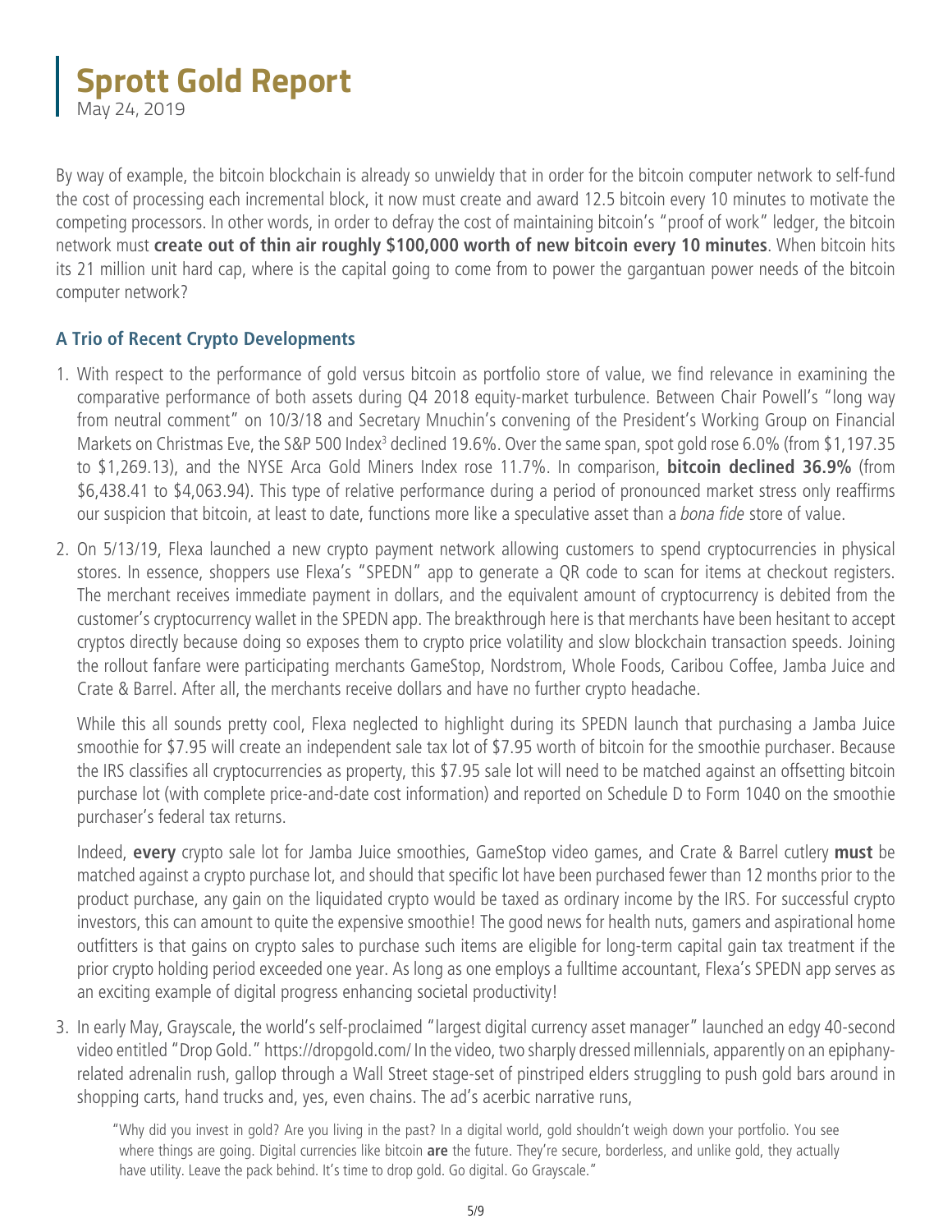By way of example, the bitcoin blockchain is already so unwieldy that in order for the bitcoin computer network to self-fund the cost of processing each incremental block, it now must create and award 12.5 bitcoin every 10 minutes to motivate the competing processors. In other words, in order to defray the cost of maintaining bitcoin's "proof of work" ledger, the bitcoin network must **create out of thin air roughly $100,000 worth of new bitcoin every 10 minutes**. When bitcoin hits its 21 million unit hard cap, where is the capital going to come from to power the gargantuan power needs of the bitcoin computer network?

### A Trio of Recent Crypto Developments

1. With respect to the performance of gold versus bitcoin as portfolio store of value, we find relevance in examining the comparative performance of both assets during Q4 2018 equity-market turbulence. Between Chair Powell's "long way from neutral comment" on 10/3/18 and Secretary Mnuchin's convening of the President's Working Group on Financial Markets on Christmas Eve, the S&P 500 Index[3] declined 19.6%. Over the same span, spot gold rose 6.0% (from $1,197.35 to $1,269.13), and the NYSE Arca Gold Miners Index rose 11.7%. In comparison, **bitcoin declined 36.9%** (from $6,438.41 to $4,063.94). This type of relative performance during a period of pronounced market stress only reaffirms our suspicion that bitcoin, at least to date, functions more like a speculative asset than a *bona fide* store of value.

2. On 5/13/19, Flexa launched a new crypto payment network allowing customers to spend cryptocurrencies in physical stores. In essence, shoppers use Flexa's "SPEDN" app to generate a QR code to scan for items at checkout registers. The merchant receives immediate payment in dollars, and the equivalent amount of cryptocurrency is debited from the customer's cryptocurrency wallet in the SPEDN app. The breakthrough here is that merchants have been hesitant to accept cryptos directly because doing so exposes them to crypto price volatility and slow blockchain transaction speeds. Joining the rollout fanfare were participating merchants GameStop, Nordstrom, Whole Foods, Caribou Coffee, Jamba Juice and Crate & Barrel. After all, the merchants receive dollars and have no further crypto headache.

   While this all sounds pretty cool, Flexa neglected to highlight during its SPEDN launch that purchasing a Jamba Juice smoothie for $7.95 will create an independent sale tax lot of $7.95 worth of bitcoin for the smoothie purchaser. Because the IRS classifies all cryptocurrencies as property, this $7.95 sale lot will need to be matched against an offsetting bitcoin purchase lot (with complete price-and-date cost information) and reported on Schedule D to Form 1040 on the smoothie purchaser's federal tax returns.

   Indeed, **every** crypto sale lot for Jamba Juice smoothies, GameStop video games, and Crate & Barrel cutlery **must** be matched against a crypto purchase lot, and should that specific lot have been purchased fewer than 12 months prior to the product purchase, any gain on the liquidated crypto would be taxed as ordinary income by the IRS. For successful crypto investors, this can amount to quite the expensive smoothie! The good news for health nuts, gamers and aspirational home outfitters is that gains on crypto sales to purchase such items are eligible for long-term capital gain tax treatment if the prior crypto holding period exceeded one year. As long as one employs a fulltime accountant, Flexa's SPEDN app serves as an exciting example of digital progress enhancing societal productivity!

3. In early May, Grayscale, the world's self-proclaimed "largest digital currency asset manager" launched an edgy 40-second video entitled "Drop Gold." https://dropgold.com/ In the video, two sharply dressed millennials, apparently on an epiphany-related adrenalin rush, gallop through a Wall Street stage-set of pinstriped elders struggling to push gold bars around in shopping carts, hand trucks and, yes, even chains. The ad's acerbic narrative runs,

   > "Why did you invest in gold? Are you living in the past? In a digital world, gold shouldn't weigh down your portfolio. You see where things are going. Digital currencies like bitcoin **are** the future. They're secure, borderless, and unlike gold, they actually have utility. Leave the pack behind. It's time to drop gold. Go digital. Go Grayscale."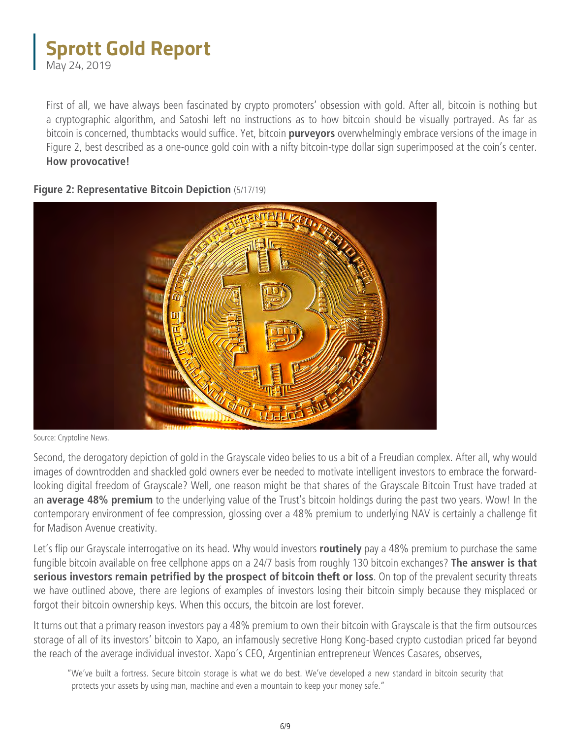First of all, we have always been fascinated by crypto promoters' obsession with gold. After all, bitcoin is nothing but a cryptographic algorithm, and Satoshi left no instructions as to how bitcoin should be visually portrayed. As far as bitcoin is concerned, thumbtacks would suffice. Yet, bitcoin **purveyors** overwhelmingly embrace versions of the image in Figure 2, best described as a one-ounce gold coin with a nifty bitcoin-type dollar sign superimposed at the coin's center. **How provocative!**

**Figure 2: Representative Bitcoin Depiction** (5/17/19)

Source: Cryptoline News.

Second, the derogatory depiction of gold in the Grayscale video belies to us a bit of a Freudian complex. After all, why would images of downtrodden and shackled gold owners ever be needed to motivate intelligent investors to embrace the forward-looking digital freedom of Grayscale? Well, one reason might be that shares of the Grayscale Bitcoin Trust have traded at an **average 48% premium** to the underlying value of the Trust's bitcoin holdings during the past two years. Wow! In the contemporary environment of fee compression, glossing over a 48% premium to underlying NAV is certainly a challenge fit for Madison Avenue creativity.

Let's flip our Grayscale interrogative on its head. Why would investors **routinely** pay a 48% premium to purchase the same fungible bitcoin available on free cellphone apps on a 24/7 basis from roughly 130 bitcoin exchanges? **The answer is that serious investors remain petrified by the prospect of bitcoin theft or loss**. On top of the prevalent security threats we have outlined above, there are legions of examples of investors losing their bitcoin simply because they misplaced or forgot their bitcoin ownership keys. When this occurs, the bitcoin are lost forever.

It turns out that a primary reason investors pay a 48% premium to own their bitcoin with Grayscale is that the firm outsources storage of all of its investors' bitcoin to Xapo, an infamously secretive Hong Kong-based crypto custodian priced far beyond the reach of the average individual investor. Xapo's CEO, Argentinian entrepreneur Wences Casares, observes,

> "We've built a fortress. Secure bitcoin storage is what we do best. We've developed a new standard in bitcoin security that protects your assets by using man, machine and even a mountain to keep your money safe."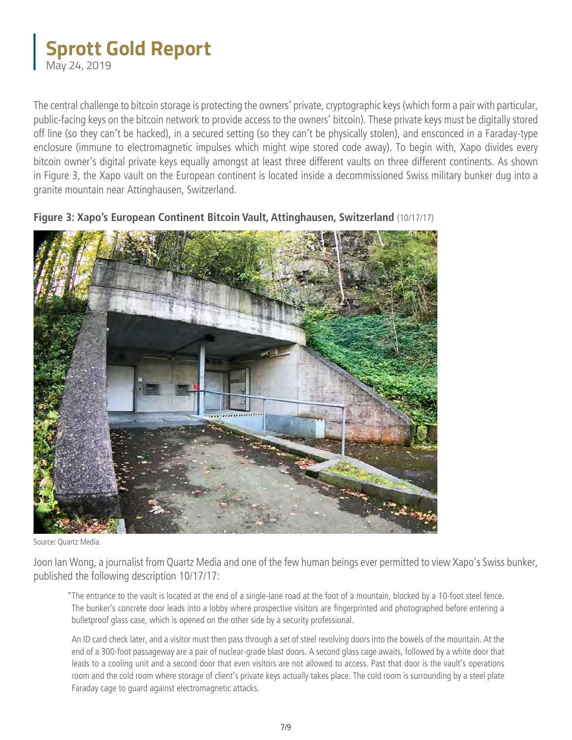The central challenge to bitcoin storage is protecting the owners' private, cryptographic keys (which form a pair with particular, public-facing keys on the bitcoin network to provide access to the owners' bitcoin). These private keys must be digitally stored off line (so they can't be hacked), in a secured setting (so they can't be physically stolen), and ensconced in a Faraday-type enclosure (immune to electromagnetic impulses which might wipe stored code away). To begin with, Xapo divides every bitcoin owner's digital private keys equally amongst at least three different vaults on three different continents. As shown in Figure 3, the Xapo vault on the European continent is located inside a decommissioned Swiss military bunker dug into a granite mountain near Attinghausen, Switzerland.

**Figure 3: Xapo's European Continent Bitcoin Vault, Attinghausen, Switzerland** (10/17/17)

Source: Quartz Media.

Joon Ian Wong, a journalist from Quartz Media and one of the few human beings ever permitted to view Xapo's Swiss bunker, published the following description 10/17/17:

> "The entrance to the vault is located at the end of a single-lane road at the foot of a mountain, blocked by a 10-foot steel fence. The bunker's concrete door leads into a lobby where prospective visitors are fingerprinted and photographed before entering a bulletproof glass case, which is opened on the other side by a security professional.
>
> An ID card check later, and a visitor must then pass through a set of steel revolving doors into the bowels of the mountain. At the end of a 300-foot passageway are a pair of nuclear-grade blast doors. A second glass cage awaits, followed by a white door that leads to a cooling unit and a second door that even visitors are not allowed to access. Past that door is the vault's operations room and the cold room where storage of client's private keys actually takes place. The cold room is surrounding by a steel plate Faraday cage to guard against electromagnetic attacks.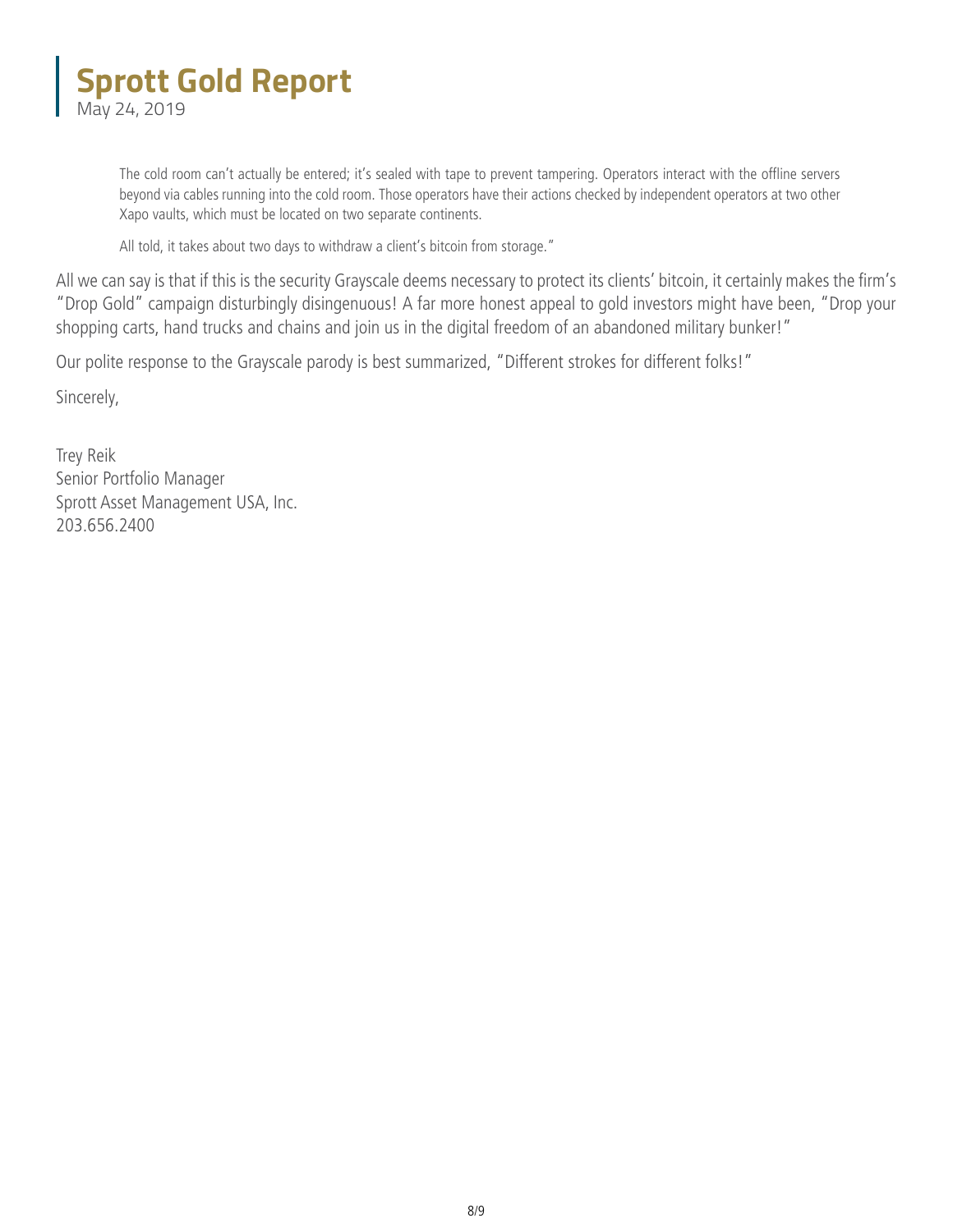> The cold room can't actually be entered; it's sealed with tape to prevent tampering. Operators interact with the offline servers beyond via cables running into the cold room. Those operators have their actions checked by independent operators at two other Xapo vaults, which must be located on two separate continents.
>
> All told, it takes about two days to withdraw a client's bitcoin from storage."

All we can say is that if this is the security Grayscale deems necessary to protect its clients' bitcoin, it certainly makes the firm's "Drop Gold" campaign disturbingly disingenuous! A far more honest appeal to gold investors might have been, "Drop your shopping carts, hand trucks and chains and join us in the digital freedom of an abandoned military bunker!"

Our polite response to the Grayscale parody is best summarized, "Different strokes for different folks!"

Sincerely,

Trey Reik
Senior Portfolio Manager
Sprott Asset Management USA, Inc.
203.656.2400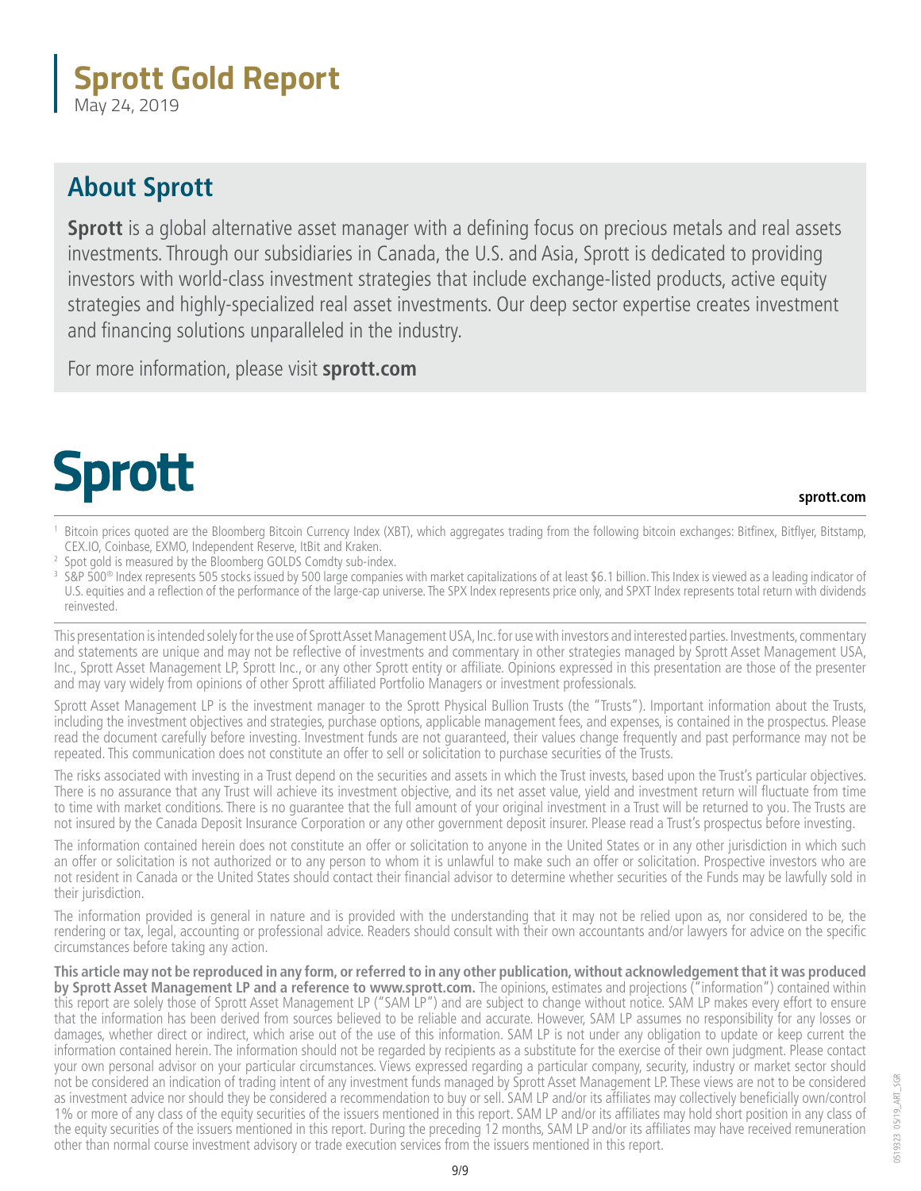## About Sprott

**Sprott** is a global alternative asset manager with a defining focus on precious metals and real assets investments. Through our subsidiaries in Canada, the U.S. and Asia, Sprott is dedicated to providing investors with world-class investment strategies that include exchange-listed products, active equity strategies and highly-specialized real asset investments. Our deep sector expertise creates investment and financing solutions unparalleled in the industry.

For more information, please visit **sprott.com**

Sprott

**sprott.com**

[1] Bitcoin prices quoted are the Bloomberg Bitcoin Currency Index (XBT), which aggregates trading from the following bitcoin exchanges: Bitfinex, Bitflyer, Bitstamp, CEX.IO, Coinbase, EXMO, Independent Reserve, ItBit and Kraken.

[2] Spot gold is measured by the Bloomberg GOLDS Comdty sub-index.

[3] S&P 500® Index represents 505 stocks issued by 500 large companies with market capitalizations of at least $6.1 billion. This Index is viewed as a leading indicator of U.S. equities and a reflection of the performance of the large-cap universe. The SPX Index represents price only, and SPXT Index represents total return with dividends reinvested.

This presentation is intended solely for the use of Sprott Asset Management USA, Inc. for use with investors and interested parties. Investments, commentary and statements are unique and may not be reflective of investments and commentary in other strategies managed by Sprott Asset Management USA, Inc., Sprott Asset Management LP, Sprott Inc., or any other Sprott entity or affiliate. Opinions expressed in this presentation are those of the presenter and may vary widely from opinions of other Sprott affiliated Portfolio Managers or investment professionals.

Sprott Asset Management LP is the investment manager to the Sprott Physical Bullion Trusts (the "Trusts"). Important information about the Trusts, including the investment objectives and strategies, purchase options, applicable management fees, and expenses, is contained in the prospectus. Please read the document carefully before investing. Investment funds are not guaranteed, their values change frequently and past performance may not be repeated. This communication does not constitute an offer to sell or solicitation to purchase securities of the Trusts.

The risks associated with investing in a Trust depend on the securities and assets in which the Trust invests, based upon the Trust's particular objectives. There is no assurance that any Trust will achieve its investment objective, and its net asset value, yield and investment return will fluctuate from time to time with market conditions. There is no guarantee that the full amount of your original investment in a Trust will be returned to you. The Trusts are not insured by the Canada Deposit Insurance Corporation or any other government deposit insurer. Please read a Trust's prospectus before investing.

The information contained herein does not constitute an offer or solicitation to anyone in the United States or in any other jurisdiction in which such an offer or solicitation is not authorized or to any person to whom it is unlawful to make such an offer or solicitation. Prospective investors who are not resident in Canada or the United States should contact their financial advisor to determine whether securities of the Funds may be lawfully sold in their jurisdiction.

The information provided is general in nature and is provided with the understanding that it may not be relied upon as, nor considered to be, the rendering or tax, legal, accounting or professional advice. Readers should consult with their own accountants and/or lawyers for advice on the specific circumstances before taking any action.

**This article may not be reproduced in any form, or referred to in any other publication, without acknowledgement that it was produced by Sprott Asset Management LP and a reference to www.sprott.com.** The opinions, estimates and projections ("information") contained within this report are solely those of Sprott Asset Management LP ("SAM LP") and are subject to change without notice. SAM LP makes every effort to ensure that the information has been derived from sources believed to be reliable and accurate. However, SAM LP assumes no responsibility for any losses or damages, whether direct or indirect, which arise out of the use of this information. SAM LP is not under any obligation to update or keep current the information contained herein. The information should not be regarded by recipients as a substitute for the exercise of their own judgment. Please contact your own personal advisor on your particular circumstances. Views expressed regarding a particular company, security, industry or market sector should not be considered an indication of trading intent of any investment funds managed by Sprott Asset Management LP. These views are not to be considered as investment advice nor should they be considered a recommendation to buy or sell. SAM LP and/or its affiliates may collectively beneficially own/control 1% or more of any class of the equity securities of the issuers mentioned in this report. SAM LP and/or its affiliates may hold short position in any class of the equity securities of the issuers mentioned in this report. During the preceding 12 months, SAM LP and/or its affiliates may have received remuneration other than normal course investment advisory or trade execution services from the issuers mentioned in this report.

051923 05/19_ART_SGR